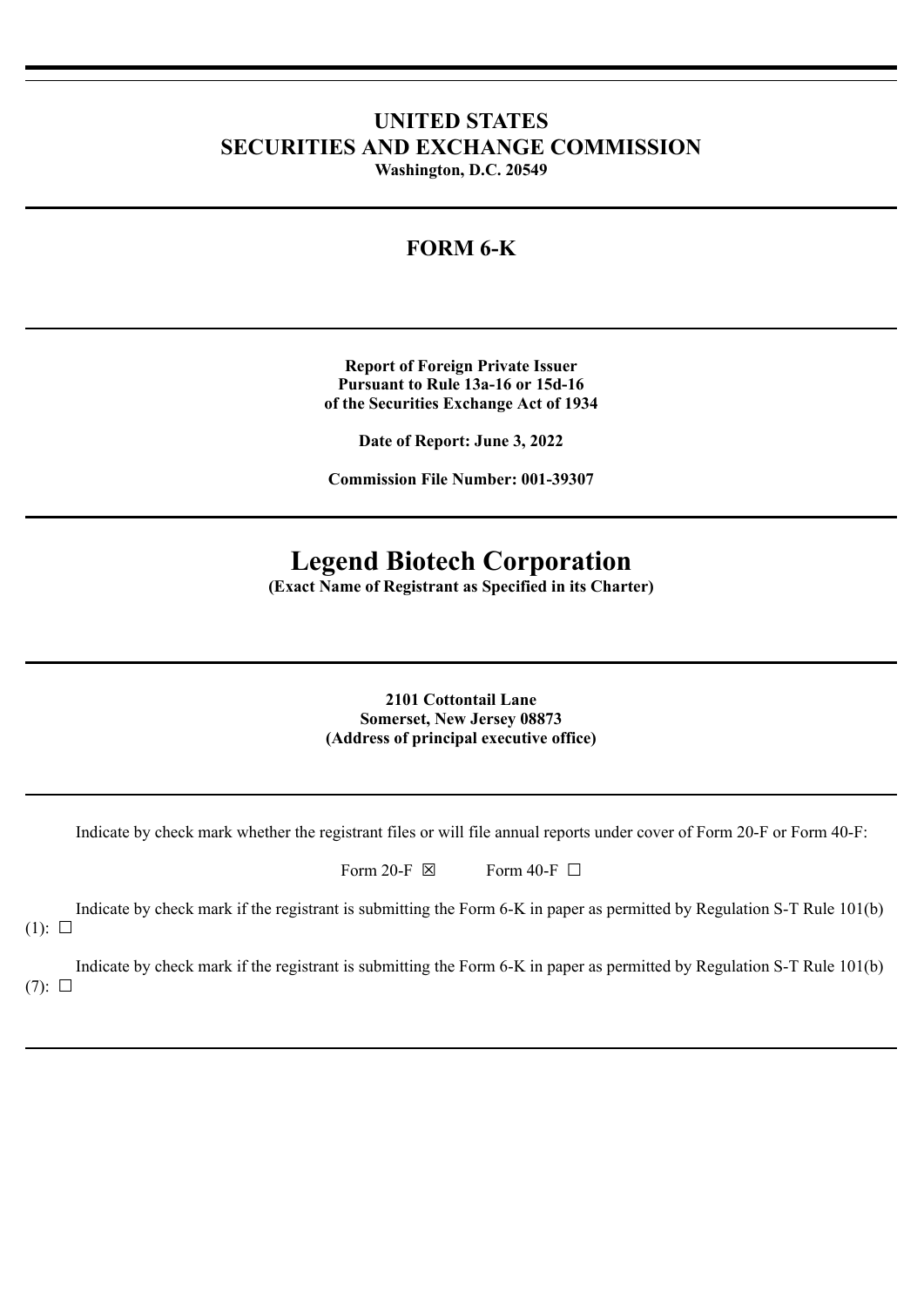# UNITED STATES
# SECURITIES AND EXCHANGE COMMISSION

**Washington, D.C. 20549**

---

## FORM 6-K

---

**Report of Foreign Private Issuer**
**Pursuant to Rule 13a-16 or 15d-16**
**of the Securities Exchange Act of 1934**

**Date of Report: June 3, 2022**

**Commission File Number: 001-39307**

---

# Legend Biotech Corporation

**(Exact Name of Registrant as Specified in its Charter)**

---

**2101 Cottontail Lane**
**Somerset, New Jersey 08873**
**(Address of principal executive office)**

---

Indicate by check mark whether the registrant files or will file annual reports under cover of Form 20-F or Form 40-F:

Form 20-F ☒ Form 40-F ☐

Indicate by check mark if the registrant is submitting the Form 6-K in paper as permitted by Regulation S-T Rule 101(b)(1): ☐

Indicate by check mark if the registrant is submitting the Form 6-K in paper as permitted by Regulation S-T Rule 101(b)(7): ☐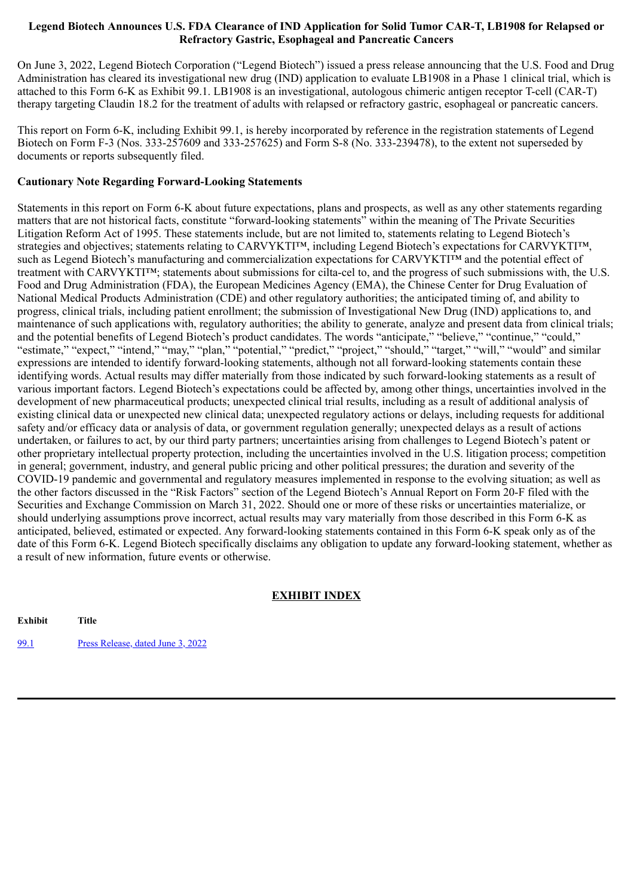**Legend Biotech Announces U.S. FDA Clearance of IND Application for Solid Tumor CAR-T, LB1908 for Relapsed or Refractory Gastric, Esophageal and Pancreatic Cancers**

On June 3, 2022, Legend Biotech Corporation ("Legend Biotech") issued a press release announcing that the U.S. Food and Drug Administration has cleared its investigational new drug (IND) application to evaluate LB1908 in a Phase 1 clinical trial, which is attached to this Form 6-K as Exhibit 99.1. LB1908 is an investigational, autologous chimeric antigen receptor T-cell (CAR-T) therapy targeting Claudin 18.2 for the treatment of adults with relapsed or refractory gastric, esophageal or pancreatic cancers.

This report on Form 6-K, including Exhibit 99.1, is hereby incorporated by reference in the registration statements of Legend Biotech on Form F-3 (Nos. 333-257609 and 333-257625) and Form S-8 (No. 333-239478), to the extent not superseded by documents or reports subsequently filed.

**Cautionary Note Regarding Forward-Looking Statements**

Statements in this report on Form 6-K about future expectations, plans and prospects, as well as any other statements regarding matters that are not historical facts, constitute "forward-looking statements" within the meaning of The Private Securities Litigation Reform Act of 1995. These statements include, but are not limited to, statements relating to Legend Biotech's strategies and objectives; statements relating to CARVYKTI™, including Legend Biotech's expectations for CARVYKTI™, such as Legend Biotech's manufacturing and commercialization expectations for CARVYKTI™ and the potential effect of treatment with CARVYKTI™; statements about submissions for cilta-cel to, and the progress of such submissions with, the U.S. Food and Drug Administration (FDA), the European Medicines Agency (EMA), the Chinese Center for Drug Evaluation of National Medical Products Administration (CDE) and other regulatory authorities; the anticipated timing of, and ability to progress, clinical trials, including patient enrollment; the submission of Investigational New Drug (IND) applications to, and maintenance of such applications with, regulatory authorities; the ability to generate, analyze and present data from clinical trials; and the potential benefits of Legend Biotech's product candidates. The words "anticipate," "believe," "continue," "could," "estimate," "expect," "intend," "may," "plan," "potential," "predict," "project," "should," "target," "will," "would" and similar expressions are intended to identify forward-looking statements, although not all forward-looking statements contain these identifying words. Actual results may differ materially from those indicated by such forward-looking statements as a result of various important factors. Legend Biotech's expectations could be affected by, among other things, uncertainties involved in the development of new pharmaceutical products; unexpected clinical trial results, including as a result of additional analysis of existing clinical data or unexpected new clinical data; unexpected regulatory actions or delays, including requests for additional safety and/or efficacy data or analysis of data, or government regulation generally; unexpected delays as a result of actions undertaken, or failures to act, by our third party partners; uncertainties arising from challenges to Legend Biotech's patent or other proprietary intellectual property protection, including the uncertainties involved in the U.S. litigation process; competition in general; government, industry, and general public pricing and other political pressures; the duration and severity of the COVID-19 pandemic and governmental and regulatory measures implemented in response to the evolving situation; as well as the other factors discussed in the "Risk Factors" section of the Legend Biotech's Annual Report on Form 20-F filed with the Securities and Exchange Commission on March 31, 2022. Should one or more of these risks or uncertainties materialize, or should underlying assumptions prove incorrect, actual results may vary materially from those described in this Form 6-K as anticipated, believed, estimated or expected. Any forward-looking statements contained in this Form 6-K speak only as of the date of this Form 6-K. Legend Biotech specifically disclaims any obligation to update any forward-looking statement, whether as a result of new information, future events or otherwise.

**EXHIBIT INDEX**

| Exhibit | Title |
|---|---|
| 99.1 | Press Release, dated June 3, 2022 |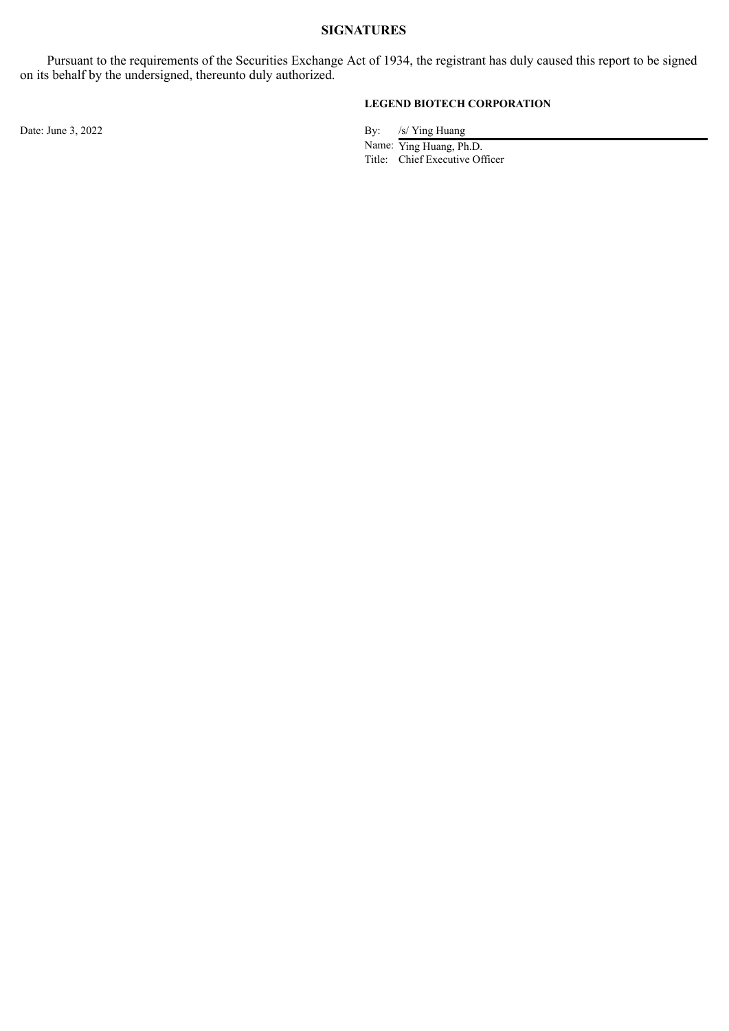## SIGNATURES

Pursuant to the requirements of the Securities Exchange Act of 1934, the registrant has duly caused this report to be signed on its behalf by the undersigned, thereunto duly authorized.

**LEGEND BIOTECH CORPORATION**

Date: June 3, 2022

By: /s/ Ying Huang

Name: Ying Huang, Ph.D.

Title: Chief Executive Officer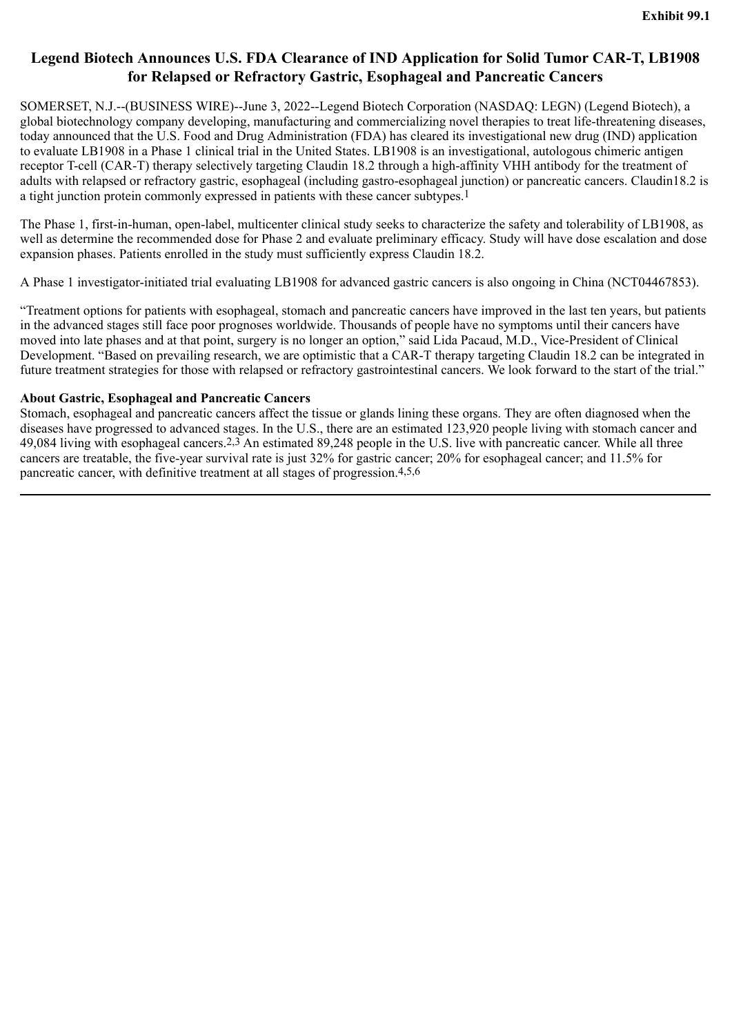**Exhibit 99.1**

# Legend Biotech Announces U.S. FDA Clearance of IND Application for Solid Tumor CAR-T, LB1908 for Relapsed or Refractory Gastric, Esophageal and Pancreatic Cancers

SOMERSET, N.J.--(BUSINESS WIRE)--June 3, 2022--Legend Biotech Corporation (NASDAQ: LEGN) (Legend Biotech), a global biotechnology company developing, manufacturing and commercializing novel therapies to treat life-threatening diseases, today announced that the U.S. Food and Drug Administration (FDA) has cleared its investigational new drug (IND) application to evaluate LB1908 in a Phase 1 clinical trial in the United States. LB1908 is an investigational, autologous chimeric antigen receptor T-cell (CAR-T) therapy selectively targeting Claudin 18.2 through a high-affinity VHH antibody for the treatment of adults with relapsed or refractory gastric, esophageal (including gastro-esophageal junction) or pancreatic cancers. Claudin18.2 is a tight junction protein commonly expressed in patients with these cancer subtypes.[1]

The Phase 1, first-in-human, open-label, multicenter clinical study seeks to characterize the safety and tolerability of LB1908, as well as determine the recommended dose for Phase 2 and evaluate preliminary efficacy. Study will have dose escalation and dose expansion phases. Patients enrolled in the study must sufficiently express Claudin 18.2.

A Phase 1 investigator-initiated trial evaluating LB1908 for advanced gastric cancers is also ongoing in China (NCT04467853).

"Treatment options for patients with esophageal, stomach and pancreatic cancers have improved in the last ten years, but patients in the advanced stages still face poor prognoses worldwide. Thousands of people have no symptoms until their cancers have moved into late phases and at that point, surgery is no longer an option," said Lida Pacaud, M.D., Vice-President of Clinical Development. "Based on prevailing research, we are optimistic that a CAR-T therapy targeting Claudin 18.2 can be integrated in future treatment strategies for those with relapsed or refractory gastrointestinal cancers. We look forward to the start of the trial."

**About Gastric, Esophageal and Pancreatic Cancers**

Stomach, esophageal and pancreatic cancers affect the tissue or glands lining these organs. They are often diagnosed when the diseases have progressed to advanced stages. In the U.S., there are an estimated 123,920 people living with stomach cancer and 49,084 living with esophageal cancers.[2,3] An estimated 89,248 people in the U.S. live with pancreatic cancer. While all three cancers are treatable, the five-year survival rate is just 32% for gastric cancer; 20% for esophageal cancer; and 11.5% for pancreatic cancer, with definitive treatment at all stages of progression.[4,5,6]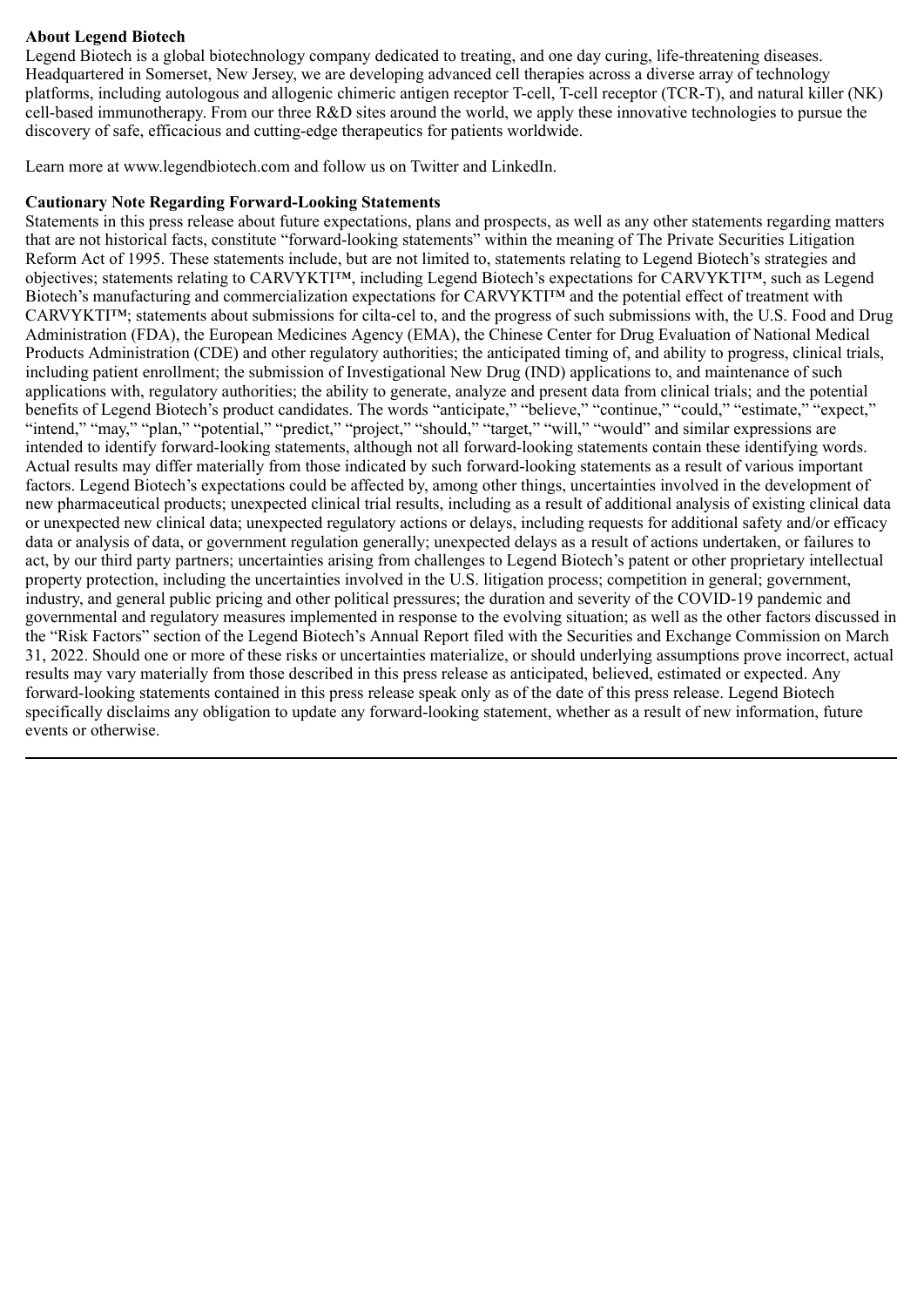**About Legend Biotech**

Legend Biotech is a global biotechnology company dedicated to treating, and one day curing, life-threatening diseases. Headquartered in Somerset, New Jersey, we are developing advanced cell therapies across a diverse array of technology platforms, including autologous and allogenic chimeric antigen receptor T-cell, T-cell receptor (TCR-T), and natural killer (NK) cell-based immunotherapy. From our three R&D sites around the world, we apply these innovative technologies to pursue the discovery of safe, efficacious and cutting-edge therapeutics for patients worldwide.

Learn more at www.legendbiotech.com and follow us on Twitter and LinkedIn.

**Cautionary Note Regarding Forward-Looking Statements**

Statements in this press release about future expectations, plans and prospects, as well as any other statements regarding matters that are not historical facts, constitute "forward-looking statements" within the meaning of The Private Securities Litigation Reform Act of 1995. These statements include, but are not limited to, statements relating to Legend Biotech's strategies and objectives; statements relating to CARVYKTI™, including Legend Biotech's expectations for CARVYKTI™, such as Legend Biotech's manufacturing and commercialization expectations for CARVYKTI™ and the potential effect of treatment with CARVYKTI™; statements about submissions for cilta-cel to, and the progress of such submissions with, the U.S. Food and Drug Administration (FDA), the European Medicines Agency (EMA), the Chinese Center for Drug Evaluation of National Medical Products Administration (CDE) and other regulatory authorities; the anticipated timing of, and ability to progress, clinical trials, including patient enrollment; the submission of Investigational New Drug (IND) applications to, and maintenance of such applications with, regulatory authorities; the ability to generate, analyze and present data from clinical trials; and the potential benefits of Legend Biotech's product candidates. The words "anticipate," "believe," "continue," "could," "estimate," "expect," "intend," "may," "plan," "potential," "predict," "project," "should," "target," "will," "would" and similar expressions are intended to identify forward-looking statements, although not all forward-looking statements contain these identifying words. Actual results may differ materially from those indicated by such forward-looking statements as a result of various important factors. Legend Biotech's expectations could be affected by, among other things, uncertainties involved in the development of new pharmaceutical products; unexpected clinical trial results, including as a result of additional analysis of existing clinical data or unexpected new clinical data; unexpected regulatory actions or delays, including requests for additional safety and/or efficacy data or analysis of data, or government regulation generally; unexpected delays as a result of actions undertaken, or failures to act, by our third party partners; uncertainties arising from challenges to Legend Biotech's patent or other proprietary intellectual property protection, including the uncertainties involved in the U.S. litigation process; competition in general; government, industry, and general public pricing and other political pressures; the duration and severity of the COVID-19 pandemic and governmental and regulatory measures implemented in response to the evolving situation; as well as the other factors discussed in the "Risk Factors" section of the Legend Biotech's Annual Report filed with the Securities and Exchange Commission on March 31, 2022. Should one or more of these risks or uncertainties materialize, or should underlying assumptions prove incorrect, actual results may vary materially from those described in this press release as anticipated, believed, estimated or expected. Any forward-looking statements contained in this press release speak only as of the date of this press release. Legend Biotech specifically disclaims any obligation to update any forward-looking statement, whether as a result of new information, future events or otherwise.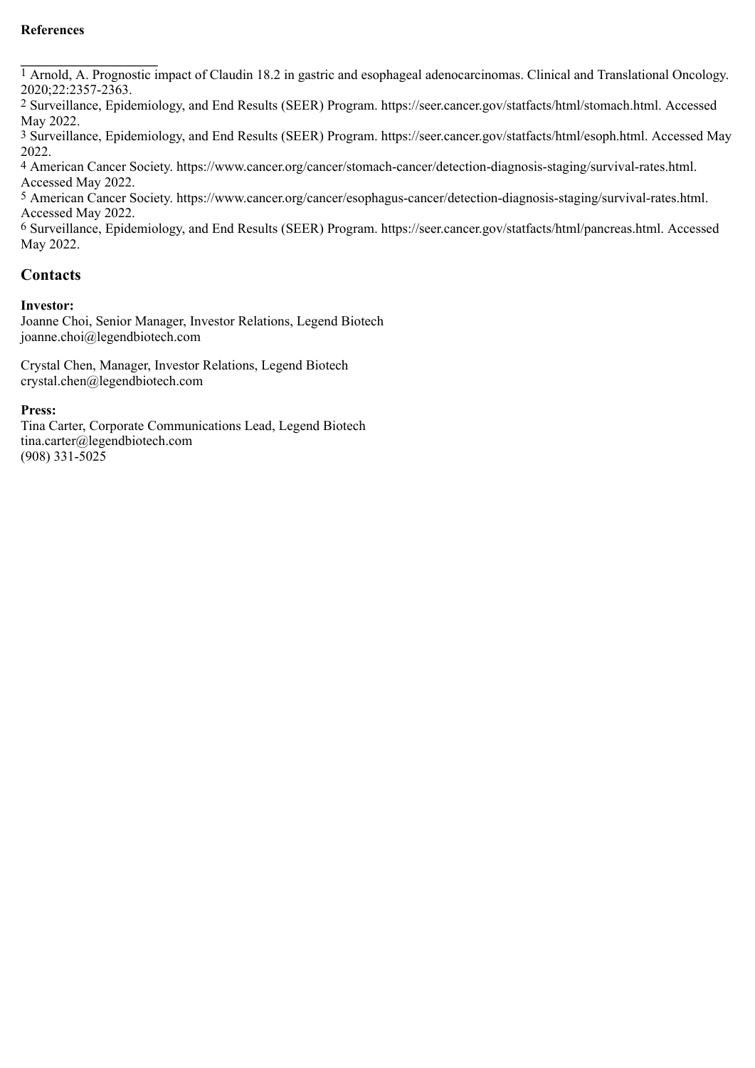**References**

---

[1] Arnold, A. Prognostic impact of Claudin 18.2 in gastric and esophageal adenocarcinomas. Clinical and Translational Oncology. 2020;22:2357-2363.
[2] Surveillance, Epidemiology, and End Results (SEER) Program. https://seer.cancer.gov/statfacts/html/stomach.html. Accessed May 2022.
[3] Surveillance, Epidemiology, and End Results (SEER) Program. https://seer.cancer.gov/statfacts/html/esoph.html. Accessed May 2022.
[4] American Cancer Society. https://www.cancer.org/cancer/stomach-cancer/detection-diagnosis-staging/survival-rates.html. Accessed May 2022.
[5] American Cancer Society. https://www.cancer.org/cancer/esophagus-cancer/detection-diagnosis-staging/survival-rates.html. Accessed May 2022.
[6] Surveillance, Epidemiology, and End Results (SEER) Program. https://seer.cancer.gov/statfacts/html/pancreas.html. Accessed May 2022.

## Contacts

**Investor:**
Joanne Choi, Senior Manager, Investor Relations, Legend Biotech
joanne.choi@legendbiotech.com

Crystal Chen, Manager, Investor Relations, Legend Biotech
crystal.chen@legendbiotech.com

**Press:**
Tina Carter, Corporate Communications Lead, Legend Biotech
tina.carter@legendbiotech.com
(908) 331-5025